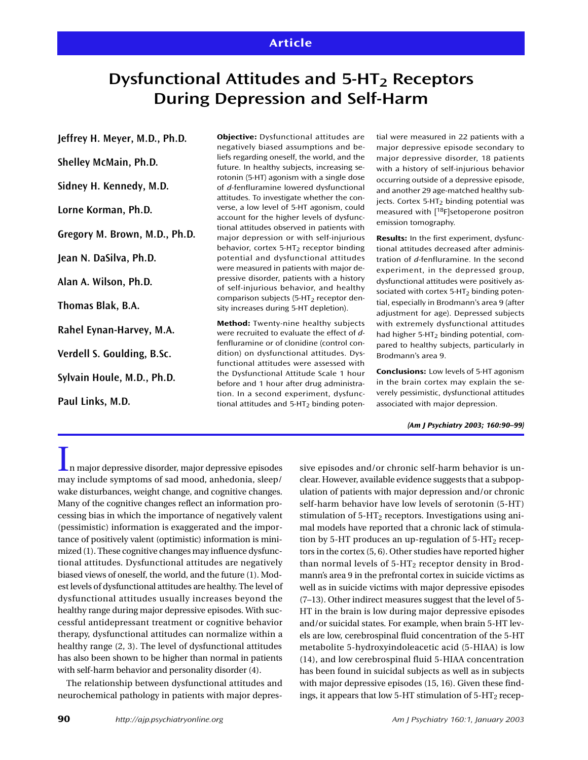Article

# Dysfunctional Attitudes and 5-$HT_2$ Receptors During Depression and Self-Harm

Jeffrey H. Meyer, M.D., Ph.D.

Shelley McMain, Ph.D.

Sidney H. Kennedy, M.D.

Lorne Korman, Ph.D.

Gregory M. Brown, M.D., Ph.D.

Jean N. DaSilva, Ph.D.

Alan A. Wilson, Ph.D.

Thomas Blak, B.A.

Rahel Eynan-Harvey, M.A.

Verdell S. Goulding, B.Sc.

Sylvain Houle, M.D., Ph.D.

Paul Links, M.D.

**Objective:** Dysfunctional attitudes are negatively biased assumptions and beliefs regarding oneself, the world, and the future. In healthy subjects, increasing serotonin (5-HT) agonism with a single dose of *d*-fenfluramine lowered dysfunctional attitudes. To investigate whether the converse, a low level of 5-HT agonism, could account for the higher levels of dysfunctional attitudes observed in patients with major depression or with self-injurious behavior, cortex 5-$HT_2$ receptor binding potential and dysfunctional attitudes were measured in patients with major depressive disorder, patients with a history of self-injurious behavior, and healthy comparison subjects (5-$HT_2$ receptor density increases during 5-HT depletion).

**Method:** Twenty-nine healthy subjects were recruited to evaluate the effect of *d*-fenfluramine or of clonidine (control condition) on dysfunctional attitudes. Dysfunctional attitudes were assessed with the Dysfunctional Attitude Scale 1 hour before and 1 hour after drug administration. In a second experiment, dysfunctional attitudes and 5-$HT_2$ binding potential were measured in 22 patients with a major depressive episode secondary to major depressive disorder, 18 patients with a history of self-injurious behavior occurring outside of a depressive episode, and another 29 age-matched healthy subjects. Cortex 5-$HT_2$ binding potential was measured with [$^{18}$F]setoperone positron emission tomography.

**Results:** In the first experiment, dysfunctional attitudes decreased after administration of *d*-fenfluramine. In the second experiment, in the depressed group, dysfunctional attitudes were positively associated with cortex 5-$HT_2$ binding potential, especially in Brodmann's area 9 (after adjustment for age). Depressed subjects with extremely dysfunctional attitudes had higher 5-$HT_2$ binding potential, compared to healthy subjects, particularly in Brodmann's area 9.

**Conclusions:** Low levels of 5-HT agonism in the brain cortex may explain the severely pessimistic, dysfunctional attitudes associated with major depression.

*(Am J Psychiatry 2003; 160:90–99)*

In major depressive disorder, major depressive episodes may include symptoms of sad mood, anhedonia, sleep/wake disturbances, weight change, and cognitive changes. Many of the cognitive changes reflect an information processing bias in which the importance of negatively valent (pessimistic) information is exaggerated and the importance of positively valent (optimistic) information is minimized (1). These cognitive changes may influence dysfunctional attitudes. Dysfunctional attitudes are negatively biased views of oneself, the world, and the future (1). Modest levels of dysfunctional attitudes are healthy. The level of dysfunctional attitudes usually increases beyond the healthy range during major depressive episodes. With successful antidepressant treatment or cognitive behavior therapy, dysfunctional attitudes can normalize within a healthy range (2, 3). The level of dysfunctional attitudes has also been shown to be higher than normal in patients with self-harm behavior and personality disorder (4).

The relationship between dysfunctional attitudes and neurochemical pathology in patients with major depressive episodes and/or chronic self-harm behavior is unclear. However, available evidence suggests that a subpopulation of patients with major depression and/or chronic self-harm behavior have low levels of serotonin (5-HT) stimulation of 5-$HT_2$ receptors. Investigations using animal models have reported that a chronic lack of stimulation by 5-HT produces an up-regulation of 5-$HT_2$ receptors in the cortex (5, 6). Other studies have reported higher than normal levels of 5-$HT_2$ receptor density in Brodmann's area 9 in the prefrontal cortex in suicide victims as well as in suicide victims with major depressive episodes (7–13). Other indirect measures suggest that the level of 5-HT in the brain is low during major depressive episodes and/or suicidal states. For example, when brain 5-HT levels are low, cerebrospinal fluid concentration of the 5-HT metabolite 5-hydroxyindoleacetic acid (5-HIAA) is low (14), and low cerebrospinal fluid 5-HIAA concentration has been found in suicidal subjects as well as in subjects with major depressive episodes (15, 16). Given these findings, it appears that low 5-HT stimulation of 5-$HT_2$ recep-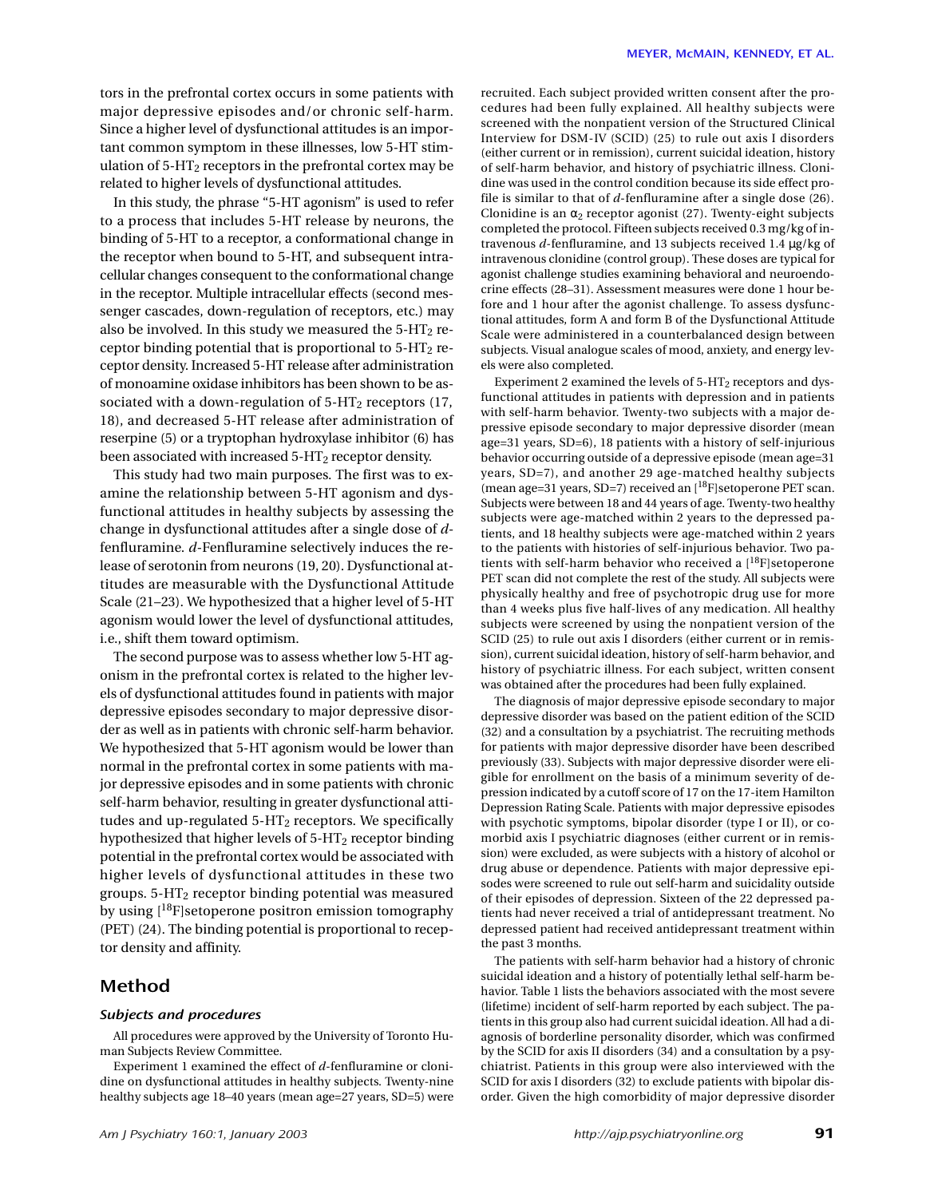tors in the prefrontal cortex occurs in some patients with major depressive episodes and/or chronic self-harm. Since a higher level of dysfunctional attitudes is an important common symptom in these illnesses, low 5-HT stimulation of 5-$HT_2$ receptors in the prefrontal cortex may be related to higher levels of dysfunctional attitudes.

In this study, the phrase "5-HT agonism" is used to refer to a process that includes 5-HT release by neurons, the binding of 5-HT to a receptor, a conformational change in the receptor when bound to 5-HT, and subsequent intracellular changes consequent to the conformational change in the receptor. Multiple intracellular effects (second messenger cascades, down-regulation of receptors, etc.) may also be involved. In this study we measured the 5-$HT_2$ receptor binding potential that is proportional to 5-$HT_2$ receptor density. Increased 5-HT release after administration of monoamine oxidase inhibitors has been shown to be associated with a down-regulation of 5-$HT_2$ receptors (17, 18), and decreased 5-HT release after administration of reserpine (5) or a tryptophan hydroxylase inhibitor (6) has been associated with increased 5-$HT_2$ receptor density.

This study had two main purposes. The first was to examine the relationship between 5-HT agonism and dysfunctional attitudes in healthy subjects by assessing the change in dysfunctional attitudes after a single dose of *d*-fenfluramine. *d*-Fenfluramine selectively induces the release of serotonin from neurons (19, 20). Dysfunctional attitudes are measurable with the Dysfunctional Attitude Scale (21–23). We hypothesized that a higher level of 5-HT agonism would lower the level of dysfunctional attitudes, i.e., shift them toward optimism.

The second purpose was to assess whether low 5-HT agonism in the prefrontal cortex is related to the higher levels of dysfunctional attitudes found in patients with major depressive episodes secondary to major depressive disorder as well as in patients with chronic self-harm behavior. We hypothesized that 5-HT agonism would be lower than normal in the prefrontal cortex in some patients with major depressive episodes and in some patients with chronic self-harm behavior, resulting in greater dysfunctional attitudes and up-regulated 5-$HT_2$ receptors. We specifically hypothesized that higher levels of 5-$HT_2$ receptor binding potential in the prefrontal cortex would be associated with higher levels of dysfunctional attitudes in these two groups. 5-$HT_2$ receptor binding potential was measured by using [$^{18}$F]setoperone positron emission tomography (PET) (24). The binding potential is proportional to receptor density and affinity.

## Method

### *Subjects and procedures*

All procedures were approved by the University of Toronto Human Subjects Review Committee.

Experiment 1 examined the effect of *d*-fenfluramine or clonidine on dysfunctional attitudes in healthy subjects. Twenty-nine healthy subjects age 18–40 years (mean age=27 years, SD=5) were recruited. Each subject provided written consent after the procedures had been fully explained. All healthy subjects were screened with the nonpatient version of the Structured Clinical Interview for DSM-IV (SCID) (25) to rule out axis I disorders (either current or in remission), current suicidal ideation, history of self-harm behavior, and history of psychiatric illness. Clonidine was used in the control condition because its side effect profile is similar to that of *d*-fenfluramine after a single dose (26). Clonidine is an $\alpha_2$ receptor agonist (27). Twenty-eight subjects completed the protocol. Fifteen subjects received 0.3 mg/kg of intravenous *d*-fenfluramine, and 13 subjects received 1.4 μg/kg of intravenous clonidine (control group). These doses are typical for agonist challenge studies examining behavioral and neuroendocrine effects (28–31). Assessment measures were done 1 hour before and 1 hour after the agonist challenge. To assess dysfunctional attitudes, form A and form B of the Dysfunctional Attitude Scale were administered in a counterbalanced design between subjects. Visual analogue scales of mood, anxiety, and energy levels were also completed.

Experiment 2 examined the levels of 5-$HT_2$ receptors and dysfunctional attitudes in patients with depression and in patients with self-harm behavior. Twenty-two subjects with a major depressive episode secondary to major depressive disorder (mean age=31 years, SD=6), 18 patients with a history of self-injurious behavior occurring outside of a depressive episode (mean age=31 years, SD=7), and another 29 age-matched healthy subjects (mean age=31 years, SD=7) received an [$^{18}$F]setoperone PET scan. Subjects were between 18 and 44 years of age. Twenty-two healthy subjects were age-matched within 2 years to the depressed patients, and 18 healthy subjects were age-matched within 2 years to the patients with histories of self-injurious behavior. Two patients with self-harm behavior who received a [$^{18}$F]setoperone PET scan did not complete the rest of the study. All subjects were physically healthy and free of psychotropic drug use for more than 4 weeks plus five half-lives of any medication. All healthy subjects were screened by using the nonpatient version of the SCID (25) to rule out axis I disorders (either current or in remission), current suicidal ideation, history of self-harm behavior, and history of psychiatric illness. For each subject, written consent was obtained after the procedures had been fully explained.

The diagnosis of major depressive episode secondary to major depressive disorder was based on the patient edition of the SCID (32) and a consultation by a psychiatrist. The recruiting methods for patients with major depressive disorder have been described previously (33). Subjects with major depressive disorder were eligible for enrollment on the basis of a minimum severity of depression indicated by a cutoff score of 17 on the 17-item Hamilton Depression Rating Scale. Patients with major depressive episodes with psychotic symptoms, bipolar disorder (type I or II), or comorbid axis I psychiatric diagnoses (either current or in remission) were excluded, as were subjects with a history of alcohol or drug abuse or dependence. Patients with major depressive episodes were screened to rule out self-harm and suicidality outside of their episodes of depression. Sixteen of the 22 depressed patients had never received a trial of antidepressant treatment. No depressed patient had received antidepressant treatment within the past 3 months.

The patients with self-harm behavior had a history of chronic suicidal ideation and a history of potentially lethal self-harm behavior. Table 1 lists the behaviors associated with the most severe (lifetime) incident of self-harm reported by each subject. The patients in this group also had current suicidal ideation. All had a diagnosis of borderline personality disorder, which was confirmed by the SCID for axis II disorders (34) and a consultation by a psychiatrist. Patients in this group were also interviewed with the SCID for axis I disorders (32) to exclude patients with bipolar disorder. Given the high comorbidity of major depressive disorder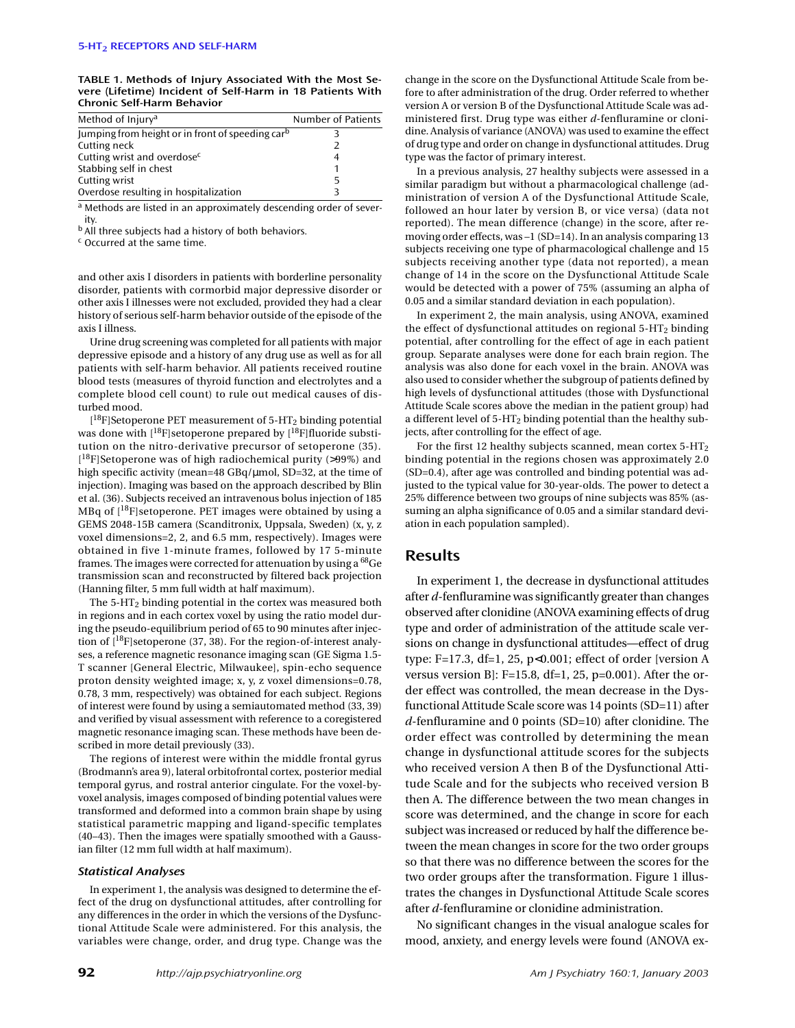**TABLE 1. Methods of Injury Associated With the Most Severe (Lifetime) Incident of Self-Harm in 18 Patients With Chronic Self-Harm Behavior**

| Method of Injury[a] | Number of Patients |
|---|---|
| Jumping from height or in front of speeding car[b] | 3 |
| Cutting neck | 2 |
| Cutting wrist and overdose[c] | 4 |
| Stabbing self in chest | 1 |
| Cutting wrist | 5 |
| Overdose resulting in hospitalization | 3 |

[a] Methods are listed in an approximately descending order of severity.
[b] All three subjects had a history of both behaviors.
[c] Occurred at the same time.

and other axis I disorders in patients with borderline personality disorder, patients with cormorbid major depressive disorder or other axis I illnesses were not excluded, provided they had a clear history of serious self-harm behavior outside of the episode of the axis I illness.

Urine drug screening was completed for all patients with major depressive episode and a history of any drug use as well as for all patients with self-harm behavior. All patients received routine blood tests (measures of thyroid function and electrolytes and a complete blood cell count) to rule out medical causes of disturbed mood.

[$^{18}$F]Setoperone PET measurement of 5-$HT_2$ binding potential was done with [$^{18}$F]setoperone prepared by [$^{18}$F]fluoride substitution on the nitro-derivative precursor of setoperone (35). [$^{18}$F]Setoperone was of high radiochemical purity (>99%) and high specific activity (mean=48 GBq/μmol, SD=32, at the time of injection). Imaging was based on the approach described by Blin et al. (36). Subjects received an intravenous bolus injection of 185 MBq of [$^{18}$F]setoperone. PET images were obtained by using a GEMS 2048-15B camera (Scanditronix, Uppsala, Sweden) (x, y, z voxel dimensions=2, 2, and 6.5 mm, respectively). Images were obtained in five 1-minute frames, followed by 17 5-minute frames. The images were corrected for attenuation by using a $^{68}$Ge transmission scan and reconstructed by filtered back projection (Hanning filter, 5 mm full width at half maximum).

The 5-$HT_2$ binding potential in the cortex was measured both in regions and in each cortex voxel by using the ratio model during the pseudo-equilibrium period of 65 to 90 minutes after injection of [$^{18}$F]setoperone (37, 38). For the region-of-interest analyses, a reference magnetic resonance imaging scan (GE Sigma 1.5-T scanner [General Electric, Milwaukee], spin-echo sequence proton density weighted image; x, y, z voxel dimensions=0.78, 0.78, 3 mm, respectively) was obtained for each subject. Regions of interest were found by using a semiautomated method (33, 39) and verified by visual assessment with reference to a coregistered magnetic resonance imaging scan. These methods have been described in more detail previously (33).

The regions of interest were within the middle frontal gyrus (Brodmann's area 9), lateral orbitofrontal cortex, posterior medial temporal gyrus, and rostral anterior cingulate. For the voxel-by-voxel analysis, images composed of binding potential values were transformed and deformed into a common brain shape by using statistical parametric mapping and ligand-specific templates (40–43). Then the images were spatially smoothed with a Gaussian filter (12 mm full width at half maximum).

### *Statistical Analyses*

In experiment 1, the analysis was designed to determine the effect of the drug on dysfunctional attitudes, after controlling for any differences in the order in which the versions of the Dysfunctional Attitude Scale were administered. For this analysis, the variables were change, order, and drug type. Change was the change in the score on the Dysfunctional Attitude Scale from before to after administration of the drug. Order referred to whether version A or version B of the Dysfunctional Attitude Scale was administered first. Drug type was either *d*-fenfluramine or clonidine. Analysis of variance (ANOVA) was used to examine the effect of drug type and order on change in dysfunctional attitudes. Drug type was the factor of primary interest.

In a previous analysis, 27 healthy subjects were assessed in a similar paradigm but without a pharmacological challenge (administration of version A of the Dysfunctional Attitude Scale, followed an hour later by version B, or vice versa) (data not reported). The mean difference (change) in the score, after removing order effects, was –1 (SD=14). In an analysis comparing 13 subjects receiving one type of pharmacological challenge and 15 subjects receiving another type (data not reported), a mean change of 14 in the score on the Dysfunctional Attitude Scale would be detected with a power of 75% (assuming an alpha of 0.05 and a similar standard deviation in each population).

In experiment 2, the main analysis, using ANOVA, examined the effect of dysfunctional attitudes on regional 5-$HT_2$ binding potential, after controlling for the effect of age in each patient group. Separate analyses were done for each brain region. The analysis was also done for each voxel in the brain. ANOVA was also used to consider whether the subgroup of patients defined by high levels of dysfunctional attitudes (those with Dysfunctional Attitude Scale scores above the median in the patient group) had a different level of 5-$HT_2$ binding potential than the healthy subjects, after controlling for the effect of age.

For the first 12 healthy subjects scanned, mean cortex 5-$HT_2$ binding potential in the regions chosen was approximately 2.0 (SD=0.4), after age was controlled and binding potential was adjusted to the typical value for 30-year-olds. The power to detect a 25% difference between two groups of nine subjects was 85% (assuming an alpha significance of 0.05 and a similar standard deviation in each population sampled).

## Results

In experiment 1, the decrease in dysfunctional attitudes after *d*-fenfluramine was significantly greater than changes observed after clonidine (ANOVA examining effects of drug type and order of administration of the attitude scale versions on change in dysfunctional attitudes—effect of drug type: F=17.3, df=1, 25, p<0.001; effect of order [version A versus version B]: F=15.8, df=1, 25, p=0.001). After the order effect was controlled, the mean decrease in the Dysfunctional Attitude Scale score was 14 points (SD=11) after *d*-fenfluramine and 0 points (SD=10) after clonidine. The order effect was controlled by determining the mean change in dysfunctional attitude scores for the subjects who received version A then B of the Dysfunctional Attitude Scale and for the subjects who received version B then A. The difference between the two mean changes in score was determined, and the change in score for each subject was increased or reduced by half the difference between the mean changes in score for the two order groups so that there was no difference between the scores for the two order groups after the transformation. Figure 1 illustrates the changes in Dysfunctional Attitude Scale scores after *d*-fenfluramine or clonidine administration.

No significant changes in the visual analogue scales for mood, anxiety, and energy levels were found (ANOVA ex-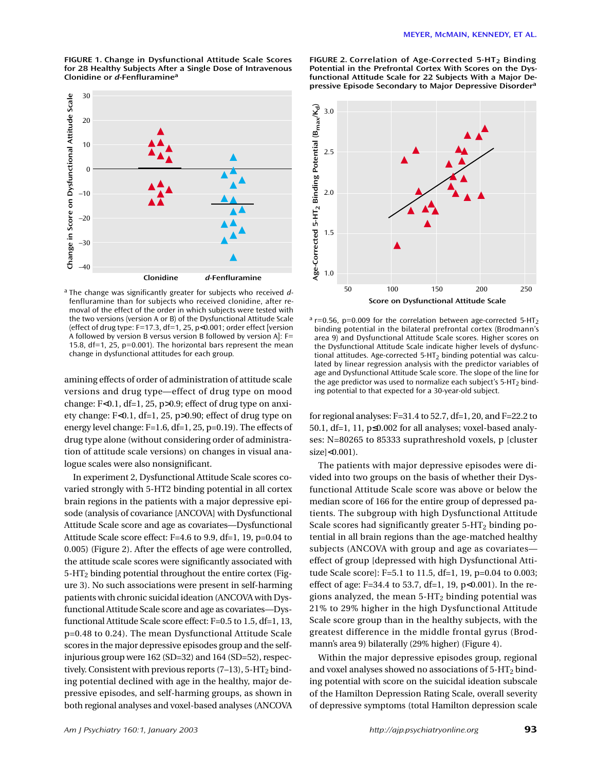FIGURE 1. Change in Dysfunctional Attitude Scale Scores for 28 Healthy Subjects After a Single Dose of Intravenous Clonidine or *d*-Fenfluramine[a]

[a] The change was significantly greater for subjects who received *d*-fenfluramine than for subjects who received clonidine, after removal of the effect of the order in which subjects were tested with the two versions (version A or B) of the Dysfunctional Attitude Scale (effect of drug type: F=17.3, df=1, 25, p<0.001; order effect [version A followed by version B versus version B followed by version A]: F=15.8, df=1, 25, p=0.001). The horizontal bars represent the mean change in dysfunctional attitudes for each group.

FIGURE 2. Correlation of Age-Corrected 5-$HT_2$ Binding Potential in the Prefrontal Cortex With Scores on the Dysfunctional Attitude Scale for 22 Subjects With a Major Depressive Episode Secondary to Major Depressive Disorder[a]

[a] r=0.56, p=0.009 for the correlation between age-corrected 5-$HT_2$ binding potential in the bilateral prefrontal cortex (Brodmann's area 9) and Dysfunctional Attitude Scale scores. Higher scores on the Dysfunctional Attitude Scale indicate higher levels of dysfunctional attitudes. Age-corrected 5-$HT_2$ binding potential was calculated by linear regression analysis with the predictor variables of age and Dysfunctional Attitude Scale score. The slope of the line for the age predictor was used to normalize each subject's 5-$HT_2$ binding potential to that expected for a 30-year-old subject.

amining effects of order of administration of attitude scale versions and drug type—effect of drug type on mood change: F<0.1, df=1, 25, p>0.9; effect of drug type on anxiety change: F<0.1, df=1, 25, p>0.90; effect of drug type on energy level change: F=1.6, df=1, 25, p=0.19). The effects of drug type alone (without considering order of administration of attitude scale versions) on changes in visual analogue scales were also nonsignificant.

In experiment 2, Dysfunctional Attitude Scale scores covaried strongly with 5-HT2 binding potential in all cortex brain regions in the patients with a major depressive episode (analysis of covariance [ANCOVA] with Dysfunctional Attitude Scale score and age as covariates—Dysfunctional Attitude Scale score effect: F=4.6 to 9.9, df=1, 19, p=0.04 to 0.005) (Figure 2). After the effects of age were controlled, the attitude scale scores were significantly associated with 5-$HT_2$ binding potential throughout the entire cortex (Figure 3). No such associations were present in self-harming patients with chronic suicidal ideation (ANCOVA with Dysfunctional Attitude Scale score and age as covariates—Dysfunctional Attitude Scale score effect: F=0.5 to 1.5, df=1, 13, p=0.48 to 0.24). The mean Dysfunctional Attitude Scale scores in the major depressive episodes group and the self-injurious group were 162 (SD=32) and 164 (SD=52), respectively. Consistent with previous reports (7–13), 5-$HT_2$ binding potential declined with age in the healthy, major depressive episodes, and self-harming groups, as shown in both regional analyses and voxel-based analyses (ANCOVA for regional analyses: F=31.4 to 52.7, df=1, 20, and F=22.2 to 50.1, df=1, 11, p≤0.002 for all analyses; voxel-based analyses: N=80265 to 85333 suprathreshold voxels, p [cluster size]<0.001).

The patients with major depressive episodes were divided into two groups on the basis of whether their Dysfunctional Attitude Scale score was above or below the median score of 166 for the entire group of depressed patients. The subgroup with high Dysfunctional Attitude Scale scores had significantly greater 5-$HT_2$ binding potential in all brain regions than the age-matched healthy subjects (ANCOVA with group and age as covariates—effect of group [depressed with high Dysfunctional Attitude Scale score]: F=5.1 to 11.5, df=1, 19, p=0.04 to 0.003; effect of age: F=34.4 to 53.7, df=1, 19, p<0.001). In the regions analyzed, the mean 5-$HT_2$ binding potential was 21% to 29% higher in the high Dysfunctional Attitude Scale score group than in the healthy subjects, with the greatest difference in the middle frontal gyrus (Brodmann's area 9) bilaterally (29% higher) (Figure 4).

Within the major depressive episodes group, regional and voxel analyses showed no associations of 5-$HT_2$ binding potential with score on the suicidal ideation subscale of the Hamilton Depression Rating Scale, overall severity of depressive symptoms (total Hamilton depression scale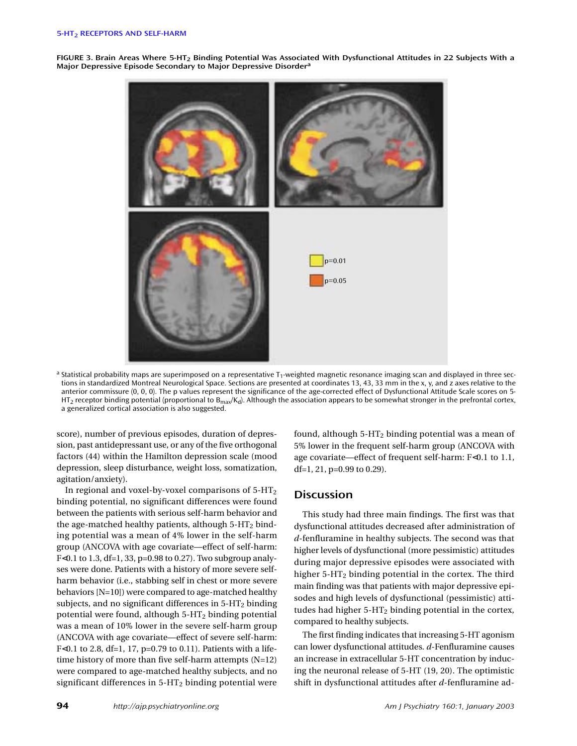FIGURE 3. Brain Areas Where 5-$HT_2$ Binding Potential Was Associated With Dysfunctional Attitudes in 22 Subjects With a Major Depressive Episode Secondary to Major Depressive Disorder[a]

p=0.01

p=0.05

[a] Statistical probability maps are superimposed on a representative $T_1$-weighted magnetic resonance imaging scan and displayed in three sections in standardized Montreal Neurological Space. Sections are presented at coordinates 13, 43, 33 mm in the x, y, and z axes relative to the anterior commissure (0, 0, 0). The p values represent the significance of the age-corrected effect of Dysfunctional Attitude Scale scores on 5-$HT_2$ receptor binding potential (proportional to $B_{max}/K_d$). Although the association appears to be somewhat stronger in the prefrontal cortex, a generalized cortical association is also suggested.

score), number of previous episodes, duration of depression, past antidepressant use, or any of the five orthogonal factors (44) within the Hamilton depression scale (mood depression, sleep disturbance, weight loss, somatization, agitation/anxiety).

In regional and voxel-by-voxel comparisons of 5-$HT_2$ binding potential, no significant differences were found between the patients with serious self-harm behavior and the age-matched healthy patients, although 5-$HT_2$ binding potential was a mean of 4% lower in the self-harm group (ANCOVA with age covariate—effect of self-harm: $F<0.1$ to 1.3, df=1, 33, p=0.98 to 0.27). Two subgroup analyses were done. Patients with a history of more severe self-harm behavior (i.e., stabbing self in chest or more severe behaviors [N=10]) were compared to age-matched healthy subjects, and no significant differences in 5-$HT_2$ binding potential were found, although 5-$HT_2$ binding potential was a mean of 10% lower in the severe self-harm group (ANCOVA with age covariate—effect of severe self-harm: $F<0.1$ to 2.8, df=1, 17, p=0.79 to 0.11). Patients with a lifetime history of more than five self-harm attempts (N=12) were compared to age-matched healthy subjects, and no significant differences in 5-$HT_2$ binding potential were found, although 5-$HT_2$ binding potential was a mean of 5% lower in the frequent self-harm group (ANCOVA with age covariate—effect of frequent self-harm: $F<0.1$ to 1.1, df=1, 21, p=0.99 to 0.29).

## Discussion

This study had three main findings. The first was that dysfunctional attitudes decreased after administration of *d*-fenfluramine in healthy subjects. The second was that higher levels of dysfunctional (more pessimistic) attitudes during major depressive episodes were associated with higher 5-$HT_2$ binding potential in the cortex. The third main finding was that patients with major depressive episodes and high levels of dysfunctional (pessimistic) attitudes had higher 5-$HT_2$ binding potential in the cortex, compared to healthy subjects.

The first finding indicates that increasing 5-HT agonism can lower dysfunctional attitudes. *d*-Fenfluramine causes an increase in extracellular 5-HT concentration by inducing the neuronal release of 5-HT (19, 20). The optimistic shift in dysfunctional attitudes after *d*-fenfluramine ad-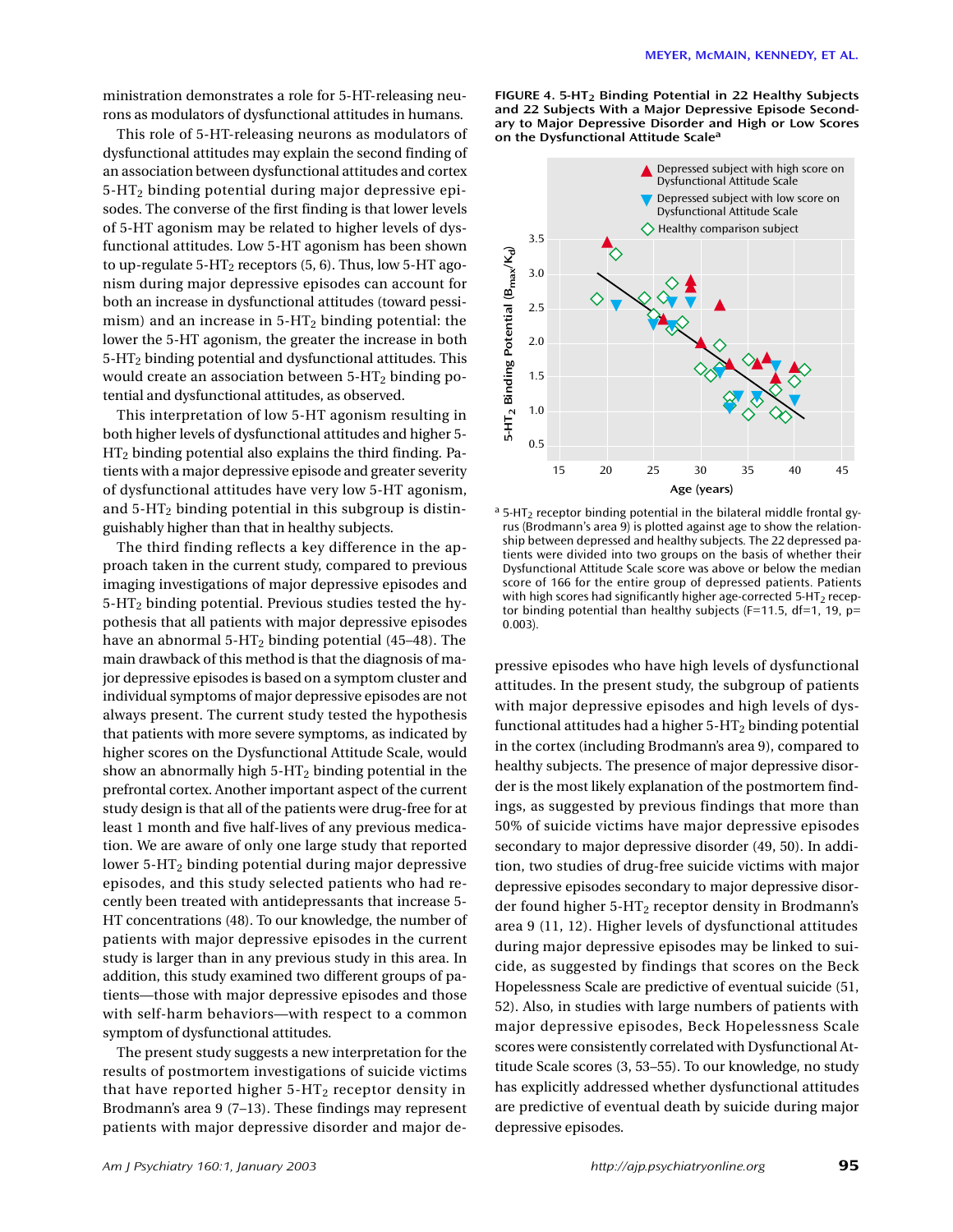ministration demonstrates a role for 5-HT-releasing neurons as modulators of dysfunctional attitudes in humans.

This role of 5-HT-releasing neurons as modulators of dysfunctional attitudes may explain the second finding of an association between dysfunctional attitudes and cortex 5-$HT_2$ binding potential during major depressive episodes. The converse of the first finding is that lower levels of 5-HT agonism may be related to higher levels of dysfunctional attitudes. Low 5-HT agonism has been shown to up-regulate 5-$HT_2$ receptors (5, 6). Thus, low 5-HT agonism during major depressive episodes can account for both an increase in dysfunctional attitudes (toward pessimism) and an increase in 5-$HT_2$ binding potential: the lower the 5-HT agonism, the greater the increase in both 5-$HT_2$ binding potential and dysfunctional attitudes. This would create an association between 5-$HT_2$ binding potential and dysfunctional attitudes, as observed.

This interpretation of low 5-HT agonism resulting in both higher levels of dysfunctional attitudes and higher 5-$HT_2$ binding potential also explains the third finding. Patients with a major depressive episode and greater severity of dysfunctional attitudes have very low 5-HT agonism, and 5-$HT_2$ binding potential in this subgroup is distinguishably higher than that in healthy subjects.

The third finding reflects a key difference in the approach taken in the current study, compared to previous imaging investigations of major depressive episodes and 5-$HT_2$ binding potential. Previous studies tested the hypothesis that all patients with major depressive episodes have an abnormal 5-$HT_2$ binding potential (45–48). The main drawback of this method is that the diagnosis of major depressive episodes is based on a symptom cluster and individual symptoms of major depressive episodes are not always present. The current study tested the hypothesis that patients with more severe symptoms, as indicated by higher scores on the Dysfunctional Attitude Scale, would show an abnormally high 5-$HT_2$ binding potential in the prefrontal cortex. Another important aspect of the current study design is that all of the patients were drug-free for at least 1 month and five half-lives of any previous medication. We are aware of only one large study that reported lower 5-$HT_2$ binding potential during major depressive episodes, and this study selected patients who had recently been treated with antidepressants that increase 5-HT concentrations (48). To our knowledge, the number of patients with major depressive episodes in the current study is larger than in any previous study in this area. In addition, this study examined two different groups of patients—those with major depressive episodes and those with self-harm behaviors—with respect to a common symptom of dysfunctional attitudes.

The present study suggests a new interpretation for the results of postmortem investigations of suicide victims that have reported higher 5-$HT_2$ receptor density in Brodmann's area 9 (7–13). These findings may represent patients with major depressive disorder and major depressive episodes who have high levels of dysfunctional attitudes. In the present study, the subgroup of patients with major depressive episodes and high levels of dysfunctional attitudes had a higher 5-$HT_2$ binding potential in the cortex (including Brodmann's area 9), compared to healthy subjects. The presence of major depressive disorder is the most likely explanation of the postmortem findings, as suggested by previous findings that more than 50% of suicide victims have major depressive episodes secondary to major depressive disorder (49, 50). In addition, two studies of drug-free suicide victims with major depressive episodes secondary to major depressive disorder found higher 5-$HT_2$ receptor density in Brodmann's area 9 (11, 12). Higher levels of dysfunctional attitudes during major depressive episodes may be linked to suicide, as suggested by findings that scores on the Beck Hopelessness Scale are predictive of eventual suicide (51, 52). Also, in studies with large numbers of patients with major depressive episodes, Beck Hopelessness Scale scores were consistently correlated with Dysfunctional Attitude Scale scores (3, 53–55). To our knowledge, no study has explicitly addressed whether dysfunctional attitudes are predictive of eventual death by suicide during major depressive episodes.

**FIGURE 4. 5-$HT_2$ Binding Potential in 22 Healthy Subjects and 22 Subjects With a Major Depressive Episode Secondary to Major Depressive Disorder and High or Low Scores on the Dysfunctional Attitude Scale[a]**

[a] 5-$HT_2$ receptor binding potential in the bilateral middle frontal gyrus (Brodmann's area 9) is plotted against age to show the relationship between depressed and healthy subjects. The 22 depressed patients were divided into two groups on the basis of whether their Dysfunctional Attitude Scale score was above or below the median score of 166 for the entire group of depressed patients. Patients with high scores had significantly higher age-corrected 5-$HT_2$ receptor binding potential than healthy subjects ($F=11.5$, $df=1, 19$, $p=0.003$).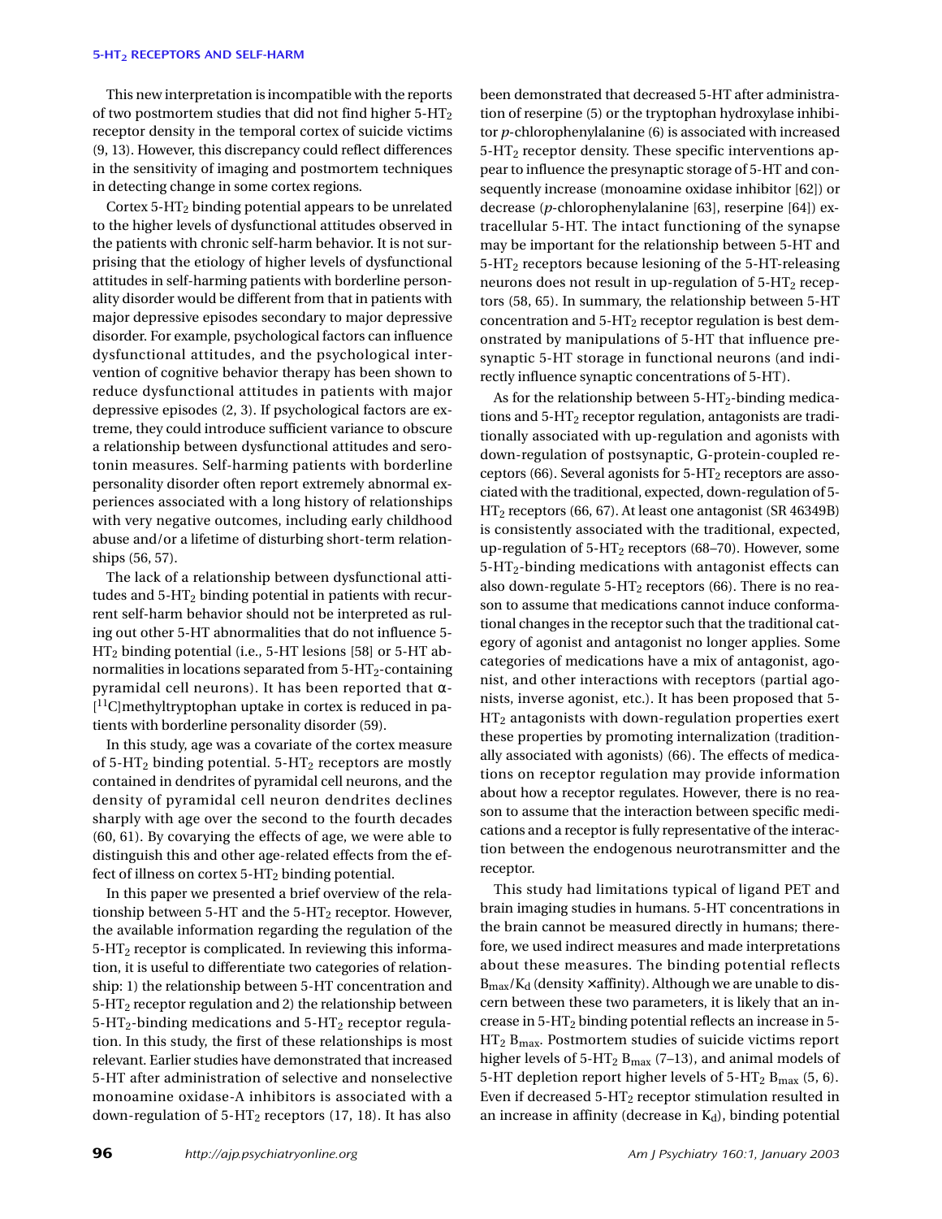This new interpretation is incompatible with the reports of two postmortem studies that did not find higher 5-$HT_2$ receptor density in the temporal cortex of suicide victims (9, 13). However, this discrepancy could reflect differences in the sensitivity of imaging and postmortem techniques in detecting change in some cortex regions.

Cortex 5-$HT_2$ binding potential appears to be unrelated to the higher levels of dysfunctional attitudes observed in the patients with chronic self-harm behavior. It is not surprising that the etiology of higher levels of dysfunctional attitudes in self-harming patients with borderline personality disorder would be different from that in patients with major depressive episodes secondary to major depressive disorder. For example, psychological factors can influence dysfunctional attitudes, and the psychological intervention of cognitive behavior therapy has been shown to reduce dysfunctional attitudes in patients with major depressive episodes (2, 3). If psychological factors are extreme, they could introduce sufficient variance to obscure a relationship between dysfunctional attitudes and serotonin measures. Self-harming patients with borderline personality disorder often report extremely abnormal experiences associated with a long history of relationships with very negative outcomes, including early childhood abuse and/or a lifetime of disturbing short-term relationships (56, 57).

The lack of a relationship between dysfunctional attitudes and 5-$HT_2$ binding potential in patients with recurrent self-harm behavior should not be interpreted as ruling out other 5-HT abnormalities that do not influence 5-$HT_2$ binding potential (i.e., 5-HT lesions [58] or 5-HT abnormalities in locations separated from 5-$HT_2$-containing pyramidal cell neurons). It has been reported that α-[$^{11}$C]methyltryptophan uptake in cortex is reduced in patients with borderline personality disorder (59).

In this study, age was a covariate of the cortex measure of 5-$HT_2$ binding potential. 5-$HT_2$ receptors are mostly contained in dendrites of pyramidal cell neurons, and the density of pyramidal cell neuron dendrites declines sharply with age over the second to the fourth decades (60, 61). By covarying the effects of age, we were able to distinguish this and other age-related effects from the effect of illness on cortex 5-$HT_2$ binding potential.

In this paper we presented a brief overview of the relationship between 5-HT and the 5-$HT_2$ receptor. However, the available information regarding the regulation of the 5-$HT_2$ receptor is complicated. In reviewing this information, it is useful to differentiate two categories of relationship: 1) the relationship between 5-HT concentration and 5-$HT_2$ receptor regulation and 2) the relationship between 5-$HT_2$-binding medications and 5-$HT_2$ receptor regulation. In this study, the first of these relationships is most relevant. Earlier studies have demonstrated that increased 5-HT after administration of selective and nonselective monoamine oxidase-A inhibitors is associated with a down-regulation of 5-$HT_2$ receptors (17, 18). It has also been demonstrated that decreased 5-HT after administration of reserpine (5) or the tryptophan hydroxylase inhibitor *p*-chlorophenylalanine (6) is associated with increased 5-$HT_2$ receptor density. These specific interventions appear to influence the presynaptic storage of 5-HT and consequently increase (monoamine oxidase inhibitor [62]) or decrease (*p*-chlorophenylalanine [63], reserpine [64]) extracellular 5-HT. The intact functioning of the synapse may be important for the relationship between 5-HT and 5-$HT_2$ receptors because lesioning of the 5-HT-releasing neurons does not result in up-regulation of 5-$HT_2$ receptors (58, 65). In summary, the relationship between 5-HT concentration and 5-$HT_2$ receptor regulation is best demonstrated by manipulations of 5-HT that influence presynaptic 5-HT storage in functional neurons (and indirectly influence synaptic concentrations of 5-HT).

As for the relationship between 5-$HT_2$-binding medications and 5-$HT_2$ receptor regulation, antagonists are traditionally associated with up-regulation and agonists with down-regulation of postsynaptic, G-protein-coupled receptors (66). Several agonists for 5-$HT_2$ receptors are associated with the traditional, expected, down-regulation of 5-$HT_2$ receptors (66, 67). At least one antagonist (SR 46349B) is consistently associated with the traditional, expected, up-regulation of 5-$HT_2$ receptors (68–70). However, some 5-$HT_2$-binding medications with antagonist effects can also down-regulate 5-$HT_2$ receptors (66). There is no reason to assume that medications cannot induce conformational changes in the receptor such that the traditional category of agonist and antagonist no longer applies. Some categories of medications have a mix of antagonist, agonist, and other interactions with receptors (partial agonists, inverse agonist, etc.). It has been proposed that 5-$HT_2$ antagonists with down-regulation properties exert these properties by promoting internalization (traditionally associated with agonists) (66). The effects of medications on receptor regulation may provide information about how a receptor regulates. However, there is no reason to assume that the interaction between specific medications and a receptor is fully representative of the interaction between the endogenous neurotransmitter and the receptor.

This study had limitations typical of ligand PET and brain imaging studies in humans. 5-HT concentrations in the brain cannot be measured directly in humans; therefore, we used indirect measures and made interpretations about these measures. The binding potential reflects $B_{max}/K_d$ (density × affinity). Although we are unable to discern between these two parameters, it is likely that an increase in 5-$HT_2$ binding potential reflects an increase in 5-$HT_2$ $B_{max}$. Postmortem studies of suicide victims report higher levels of 5-$HT_2$ $B_{max}$ (7–13), and animal models of 5-HT depletion report higher levels of 5-$HT_2$ $B_{max}$ (5, 6). Even if decreased 5-$HT_2$ receptor stimulation resulted in an increase in affinity (decrease in $K_d$), binding potential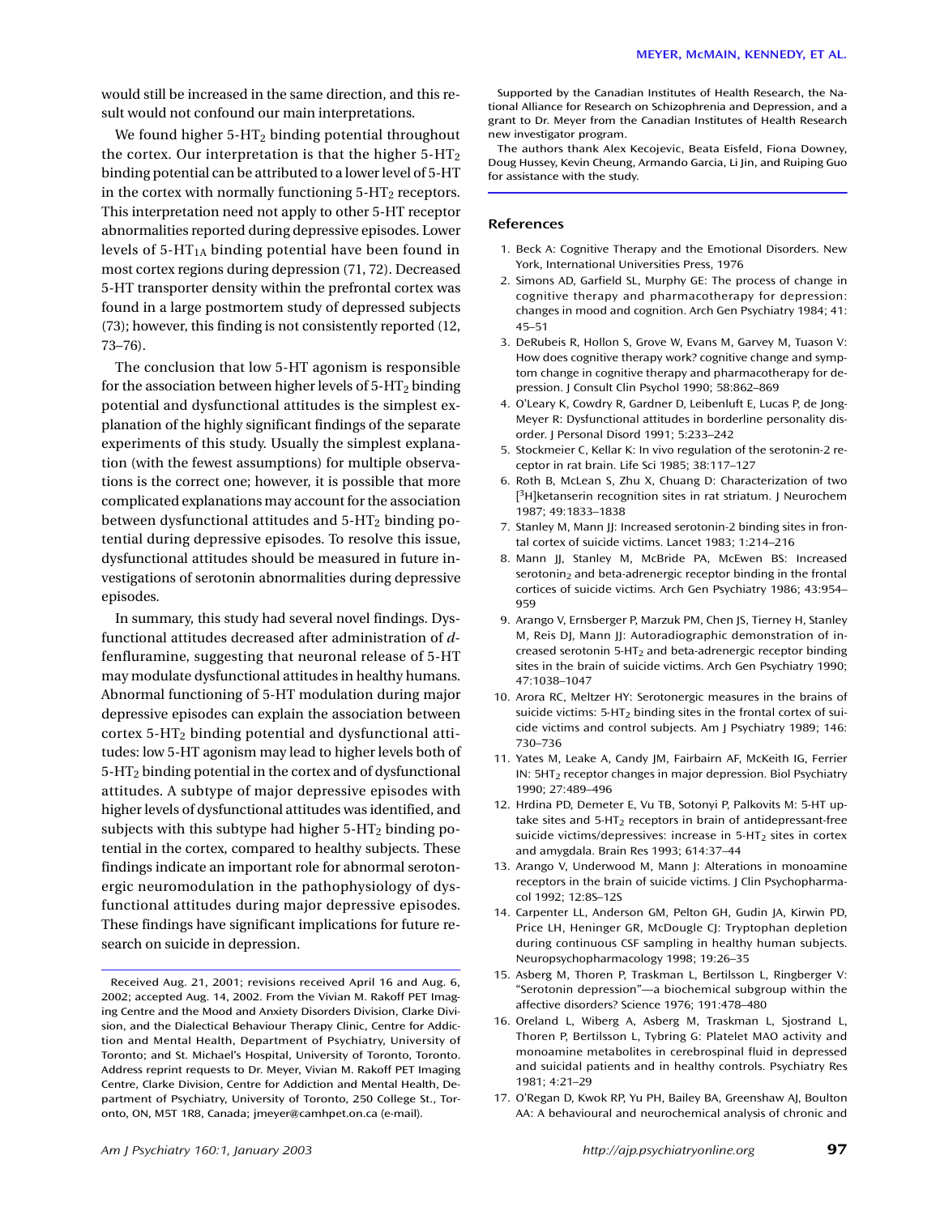would still be increased in the same direction, and this result would not confound our main interpretations.

We found higher 5-$HT_2$ binding potential throughout the cortex. Our interpretation is that the higher 5-$HT_2$ binding potential can be attributed to a lower level of 5-HT in the cortex with normally functioning 5-$HT_2$ receptors. This interpretation need not apply to other 5-HT receptor abnormalities reported during depressive episodes. Lower levels of 5-$HT_{1A}$ binding potential have been found in most cortex regions during depression (71, 72). Decreased 5-HT transporter density within the prefrontal cortex was found in a large postmortem study of depressed subjects (73); however, this finding is not consistently reported (12, 73–76).

The conclusion that low 5-HT agonism is responsible for the association between higher levels of 5-$HT_2$ binding potential and dysfunctional attitudes is the simplest explanation of the highly significant findings of the separate experiments of this study. Usually the simplest explanation (with the fewest assumptions) for multiple observations is the correct one; however, it is possible that more complicated explanations may account for the association between dysfunctional attitudes and 5-$HT_2$ binding potential during depressive episodes. To resolve this issue, dysfunctional attitudes should be measured in future investigations of serotonin abnormalities during depressive episodes.

In summary, this study had several novel findings. Dysfunctional attitudes decreased after administration of *d*-fenfluramine, suggesting that neuronal release of 5-HT may modulate dysfunctional attitudes in healthy humans. Abnormal functioning of 5-HT modulation during major depressive episodes can explain the association between cortex 5-$HT_2$ binding potential and dysfunctional attitudes: low 5-HT agonism may lead to higher levels both of 5-$HT_2$ binding potential in the cortex and of dysfunctional attitudes. A subtype of major depressive episodes with higher levels of dysfunctional attitudes was identified, and subjects with this subtype had higher 5-$HT_2$ binding potential in the cortex, compared to healthy subjects. These findings indicate an important role for abnormal serotonergic neuromodulation in the pathophysiology of dysfunctional attitudes during major depressive episodes. These findings have significant implications for future research on suicide in depression.

Received Aug. 21, 2001; revisions received April 16 and Aug. 6, 2002; accepted Aug. 14, 2002. From the Vivian M. Rakoff PET Imaging Centre and the Mood and Anxiety Disorders Division, Clarke Division, and the Dialectical Behaviour Therapy Clinic, Centre for Addiction and Mental Health, Department of Psychiatry, University of Toronto; and St. Michael's Hospital, University of Toronto, Toronto. Address reprint requests to Dr. Meyer, Vivian M. Rakoff PET Imaging Centre, Clarke Division, Centre for Addiction and Mental Health, Department of Psychiatry, University of Toronto, 250 College St., Toronto, ON, M5T 1R8, Canada; jmeyer@camhpet.on.ca (e-mail).

Supported by the Canadian Institutes of Health Research, the National Alliance for Research on Schizophrenia and Depression, and a grant to Dr. Meyer from the Canadian Institutes of Health Research new investigator program.

The authors thank Alex Kecojevic, Beata Eisfeld, Fiona Downey, Doug Hussey, Kevin Cheung, Armando Garcia, Li Jin, and Ruiping Guo for assistance with the study.

## References

1. Beck A: Cognitive Therapy and the Emotional Disorders. New York, International Universities Press, 1976
2. Simons AD, Garfield SL, Murphy GE: The process of change in cognitive therapy and pharmacotherapy for depression: changes in mood and cognition. Arch Gen Psychiatry 1984; 41: 45–51
3. DeRubeis R, Hollon S, Grove W, Evans M, Garvey M, Tuason V: How does cognitive therapy work? cognitive change and symptom change in cognitive therapy and pharmacotherapy for depression. J Consult Clin Psychol 1990; 58:862–869
4. O'Leary K, Cowdry R, Gardner D, Leibenluft E, Lucas P, de Jong-Meyer R: Dysfunctional attitudes in borderline personality disorder. J Personal Disord 1991; 5:233–242
5. Stockmeier C, Kellar K: In vivo regulation of the serotonin-2 receptor in rat brain. Life Sci 1985; 38:117–127
6. Roth B, McLean S, Zhu X, Chuang D: Characterization of two [$^3$H]ketanserin recognition sites in rat striatum. J Neurochem 1987; 49:1833–1838
7. Stanley M, Mann JJ: Increased serotonin-2 binding sites in frontal cortex of suicide victims. Lancet 1983; 1:214–216
8. Mann JJ, Stanley M, McBride PA, McEwen BS: Increased serotonin$_2$ and beta-adrenergic receptor binding in the frontal cortices of suicide victims. Arch Gen Psychiatry 1986; 43:954–959
9. Arango V, Ernsberger P, Marzuk PM, Chen JS, Tierney H, Stanley M, Reis DJ, Mann JJ: Autoradiographic demonstration of increased serotonin 5-$HT_2$ and beta-adrenergic receptor binding sites in the brain of suicide victims. Arch Gen Psychiatry 1990; 47:1038–1047
10. Arora RC, Meltzer HY: Serotonergic measures in the brains of suicide victims: 5-$HT_2$ binding sites in the frontal cortex of suicide victims and control subjects. Am J Psychiatry 1989; 146: 730–736
11. Yates M, Leake A, Candy JM, Fairbairn AF, McKeith IG, Ferrier IN: 5$HT_2$ receptor changes in major depression. Biol Psychiatry 1990; 27:489–496
12. Hrdina PD, Demeter E, Vu TB, Sotonyi P, Palkovits M: 5-HT uptake sites and 5-$HT_2$ receptors in brain of antidepressant-free suicide victims/depressives: increase in 5-$HT_2$ sites in cortex and amygdala. Brain Res 1993; 614:37–44
13. Arango V, Underwood M, Mann J: Alterations in monoamine receptors in the brain of suicide victims. J Clin Psychopharmacol 1992; 12:8S–12S
14. Carpenter LL, Anderson GM, Pelton GH, Gudin JA, Kirwin PD, Price LH, Heninger GR, McDougle CJ: Tryptophan depletion during continuous CSF sampling in healthy human subjects. Neuropsychopharmacology 1998; 19:26–35
15. Asberg M, Thoren P, Traskman L, Bertilsson L, Ringberger V: "Serotonin depression"—a biochemical subgroup within the affective disorders? Science 1976; 191:478–480
16. Oreland L, Wiberg A, Asberg M, Traskman L, Sjostrand L, Thoren P, Bertilsson L, Tybring G: Platelet MAO activity and monoamine metabolites in cerebrospinal fluid in depressed and suicidal patients and in healthy controls. Psychiatry Res 1981; 4:21–29
17. O'Regan D, Kwok RP, Yu PH, Bailey BA, Greenshaw AJ, Boulton AA: A behavioural and neurochemical analysis of chronic and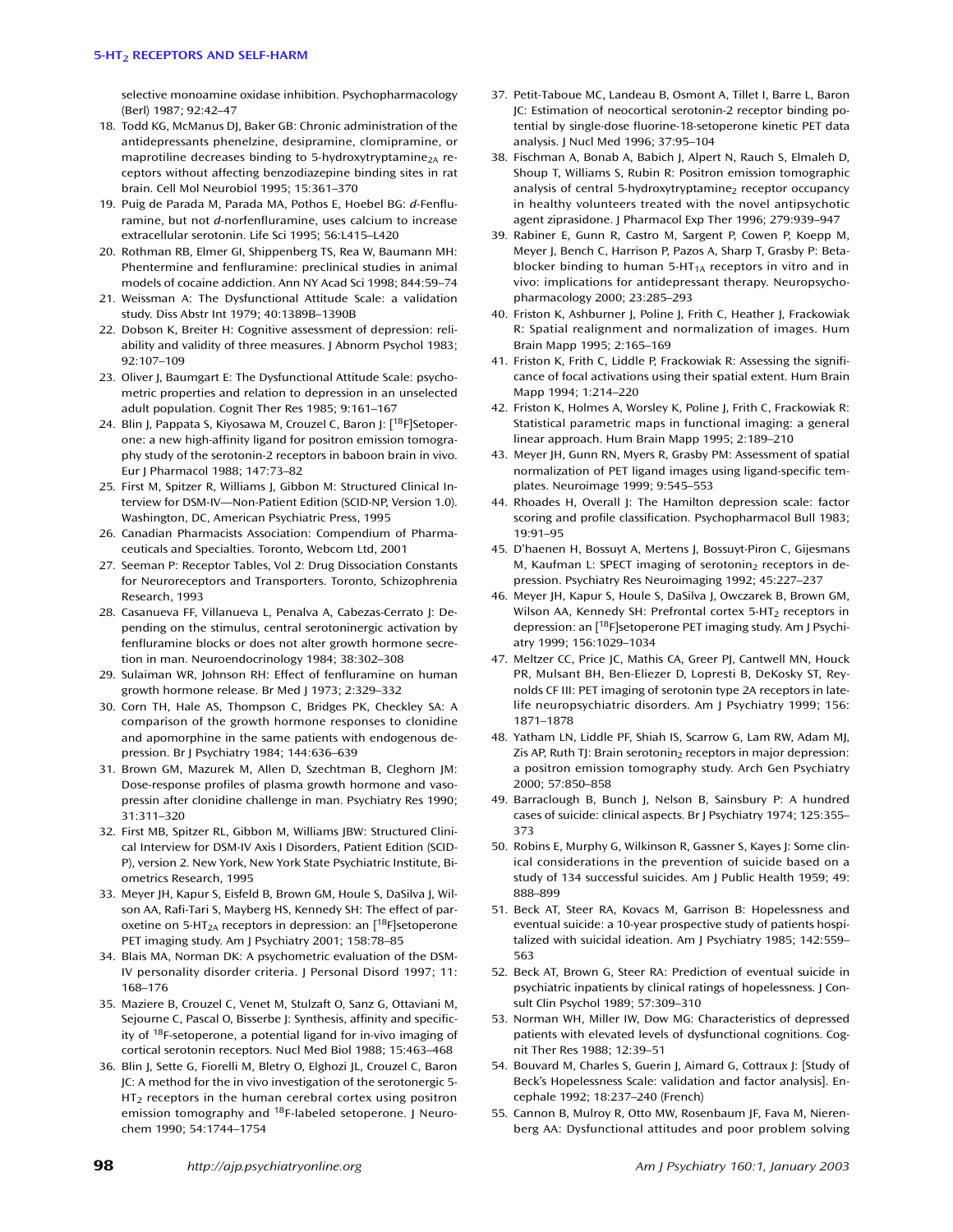selective monoamine oxidase inhibition. Psychopharmacology (Berl) 1987; 92:42–47

18. Todd KG, McManus DJ, Baker GB: Chronic administration of the antidepressants phenelzine, desipramine, clomipramine, or maprotiline decreases binding to 5-hydroxytryptamine$_{2A}$ receptors without affecting benzodiazepine binding sites in rat brain. Cell Mol Neurobiol 1995; 15:361–370
19. Puig de Parada M, Parada MA, Pothos E, Hoebel BG: *d*-Fenfluramine, but not *d*-norfenfluramine, uses calcium to increase extracellular serotonin. Life Sci 1995; 56:L415–L420
20. Rothman RB, Elmer GI, Shippenberg TS, Rea W, Baumann MH: Phentermine and fenfluramine: preclinical studies in animal models of cocaine addiction. Ann NY Acad Sci 1998; 844:59–74
21. Weissman A: The Dysfunctional Attitude Scale: a validation study. Diss Abstr Int 1979; 40:1389B–1390B
22. Dobson K, Breiter H: Cognitive assessment of depression: reliability and validity of three measures. J Abnorm Psychol 1983; 92:107–109
23. Oliver J, Baumgart E: The Dysfunctional Attitude Scale: psychometric properties and relation to depression in an unselected adult population. Cognit Ther Res 1985; 9:161–167
24. Blin J, Pappata S, Kiyosawa M, Crouzel C, Baron J: [$^{18}$F]Setoperone: a new high-affinity ligand for positron emission tomography study of the serotonin-2 receptors in baboon brain in vivo. Eur J Pharmacol 1988; 147:73–82
25. First M, Spitzer R, Williams J, Gibbon M: Structured Clinical Interview for DSM-IV—Non-Patient Edition (SCID-NP, Version 1.0). Washington, DC, American Psychiatric Press, 1995
26. Canadian Pharmacists Association: Compendium of Pharmaceuticals and Specialties. Toronto, Webcom Ltd, 2001
27. Seeman P: Receptor Tables, Vol 2: Drug Dissociation Constants for Neuroreceptors and Transporters. Toronto, Schizophrenia Research, 1993
28. Casanueva FF, Villanueva L, Penalva A, Cabezas-Cerrato J: Depending on the stimulus, central serotoninergic activation by fenfluramine blocks or does not alter growth hormone secretion in man. Neuroendocrinology 1984; 38:302–308
29. Sulaiman WR, Johnson RH: Effect of fenfluramine on human growth hormone release. Br Med J 1973; 2:329–332
30. Corn TH, Hale AS, Thompson C, Bridges PK, Checkley SA: A comparison of the growth hormone responses to clonidine and apomorphine in the same patients with endogenous depression. Br J Psychiatry 1984; 144:636–639
31. Brown GM, Mazurek M, Allen D, Szechtman B, Cleghorn JM: Dose-response profiles of plasma growth hormone and vasopressin after clonidine challenge in man. Psychiatry Res 1990; 31:311–320
32. First MB, Spitzer RL, Gibbon M, Williams JBW: Structured Clinical Interview for DSM-IV Axis I Disorders, Patient Edition (SCID-P), version 2. New York, New York State Psychiatric Institute, Biometrics Research, 1995
33. Meyer JH, Kapur S, Eisfeld B, Brown GM, Houle S, DaSilva J, Wilson AA, Rafi-Tari S, Mayberg HS, Kennedy SH: The effect of paroxetine on 5-HT$_{2A}$ receptors in depression: an [$^{18}$F]setoperone PET imaging study. Am J Psychiatry 2001; 158:78–85
34. Blais MA, Norman DK: A psychometric evaluation of the DSM-IV personality disorder criteria. J Personal Disord 1997; 11:168–176
35. Maziere B, Crouzel C, Venet M, Stulzaft O, Sanz G, Ottaviani M, Sejourne C, Pascal O, Bisserbe J: Synthesis, affinity and specificity of $^{18}$F-setoperone, a potential ligand for in-vivo imaging of cortical serotonin receptors. Nucl Med Biol 1988; 15:463–468
36. Blin J, Sette G, Fiorelli M, Bletry O, Elghozi JL, Crouzel C, Baron JC: A method for the in vivo investigation of the serotonergic 5-HT$_2$ receptors in the human cerebral cortex using positron emission tomography and $^{18}$F-labeled setoperone. J Neurochem 1990; 54:1744–1754
37. Petit-Taboue MC, Landeau B, Osmont A, Tillet I, Barre L, Baron JC: Estimation of neocortical serotonin-2 receptor binding potential by single-dose fluorine-18-setoperone kinetic PET data analysis. J Nucl Med 1996; 37:95–104
38. Fischman A, Bonab A, Babich J, Alpert N, Rauch S, Elmaleh D, Shoup T, Williams S, Rubin R: Positron emission tomographic analysis of central 5-hydroxytryptamine$_2$ receptor occupancy in healthy volunteers treated with the novel antipsychotic agent ziprasidone. J Pharmacol Exp Ther 1996; 279:939–947
39. Rabiner E, Gunn R, Castro M, Sargent P, Cowen P, Koepp M, Meyer J, Bench C, Harrison P, Pazos A, Sharp T, Grasby P: Beta-blocker binding to human 5-HT$_{1A}$ receptors in vitro and in vivo: implications for antidepressant therapy. Neuropsychopharmacology 2000; 23:285–293
40. Friston K, Ashburner J, Poline J, Frith C, Heather J, Frackowiak R: Spatial realignment and normalization of images. Hum Brain Mapp 1995; 2:165–169
41. Friston K, Frith C, Liddle P, Frackowiak R: Assessing the significance of focal activations using their spatial extent. Hum Brain Mapp 1994; 1:214–220
42. Friston K, Holmes A, Worsley K, Poline J, Frith C, Frackowiak R: Statistical parametric maps in functional imaging: a general linear approach. Hum Brain Mapp 1995; 2:189–210
43. Meyer JH, Gunn RN, Myers R, Grasby PM: Assessment of spatial normalization of PET ligand images using ligand-specific templates. Neuroimage 1999; 9:545–553
44. Rhoades H, Overall J: The Hamilton depression scale: factor scoring and profile classification. Psychopharmacol Bull 1983; 19:91–95
45. D'haenen H, Bossuyt A, Mertens J, Bossuyt-Piron C, Gijesmans M, Kaufman L: SPECT imaging of serotonin$_2$ receptors in depression. Psychiatry Res Neuroimaging 1992; 45:227–237
46. Meyer JH, Kapur S, Houle S, DaSilva J, Owczarek B, Brown GM, Wilson AA, Kennedy SH: Prefrontal cortex 5-HT$_2$ receptors in depression: an [$^{18}$F]setoperone PET imaging study. Am J Psychiatry 1999; 156:1029–1034
47. Meltzer CC, Price JC, Mathis CA, Greer PJ, Cantwell MN, Houck PR, Mulsant BH, Ben-Eliezer D, Lopresti B, DeKosky ST, Reynolds CF III: PET imaging of serotonin type 2A receptors in late-life neuropsychiatric disorders. Am J Psychiatry 1999; 156:1871–1878
48. Yatham LN, Liddle PF, Shiah IS, Scarrow G, Lam RW, Adam MJ, Zis AP, Ruth TJ: Brain serotonin$_2$ receptors in major depression: a positron emission tomography study. Arch Gen Psychiatry 2000; 57:850–858
49. Barraclough B, Bunch J, Nelson B, Sainsbury P: A hundred cases of suicide: clinical aspects. Br J Psychiatry 1974; 125:355–373
50. Robins E, Murphy G, Wilkinson R, Gassner S, Kayes J: Some clinical considerations in the prevention of suicide based on a study of 134 successful suicides. Am J Public Health 1959; 49:888–899
51. Beck AT, Steer RA, Kovacs M, Garrison B: Hopelessness and eventual suicide: a 10-year prospective study of patients hospitalized with suicidal ideation. Am J Psychiatry 1985; 142:559–563
52. Beck AT, Brown G, Steer RA: Prediction of eventual suicide in psychiatric inpatients by clinical ratings of hopelessness. J Consult Clin Psychol 1989; 57:309–310
53. Norman WH, Miller IW, Dow MG: Characteristics of depressed patients with elevated levels of dysfunctional cognitions. Cognit Ther Res 1988; 12:39–51
54. Bouvard M, Charles S, Guerin J, Aimard G, Cottraux J: [Study of Beck's Hopelessness Scale: validation and factor analysis]. Encephale 1992; 18:237–240 (French)
55. Cannon B, Mulroy R, Otto MW, Rosenbaum JF, Fava M, Nierenberg AA: Dysfunctional attitudes and poor problem solving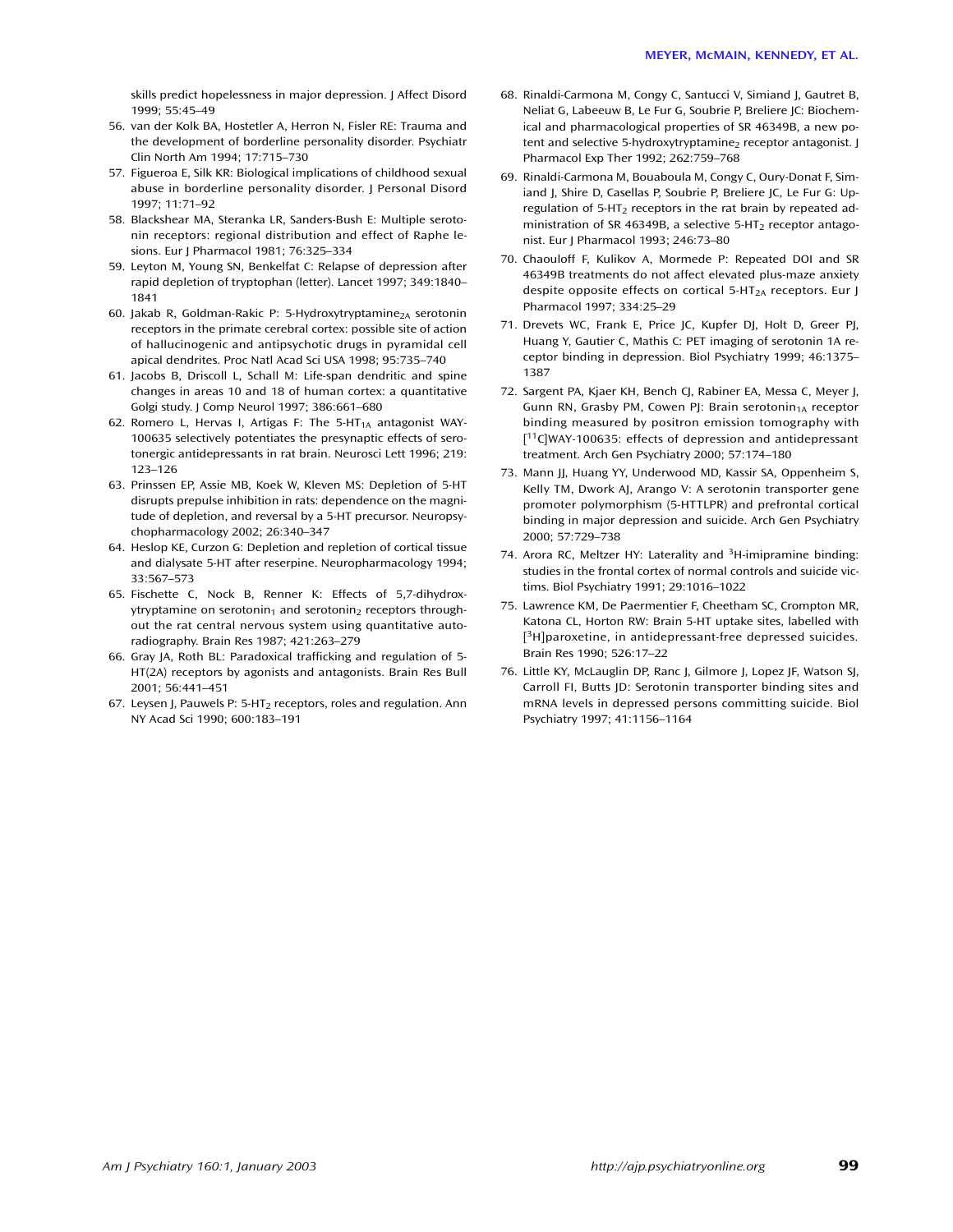skills predict hopelessness in major depression. J Affect Disord 1999; 55:45–49

56. van der Kolk BA, Hostetler A, Herron N, Fisler RE: Trauma and the development of borderline personality disorder. Psychiatr Clin North Am 1994; 17:715–730
57. Figueroa E, Silk KR: Biological implications of childhood sexual abuse in borderline personality disorder. J Personal Disord 1997; 11:71–92
58. Blackshear MA, Steranka LR, Sanders-Bush E: Multiple serotonin receptors: regional distribution and effect of Raphe lesions. Eur J Pharmacol 1981; 76:325–334
59. Leyton M, Young SN, Benkelfat C: Relapse of depression after rapid depletion of tryptophan (letter). Lancet 1997; 349:1840–1841
60. Jakab R, Goldman-Rakic P: 5-Hydroxytryptamine$_{2A}$ serotonin receptors in the primate cerebral cortex: possible site of action of hallucinogenic and antipsychotic drugs in pyramidal cell apical dendrites. Proc Natl Acad Sci USA 1998; 95:735–740
61. Jacobs B, Driscoll L, Schall M: Life-span dendritic and spine changes in areas 10 and 18 of human cortex: a quantitative Golgi study. J Comp Neurol 1997; 386:661–680
62. Romero L, Hervas I, Artigas F: The 5-HT$_{1A}$ antagonist WAY-100635 selectively potentiates the presynaptic effects of serotonergic antidepressants in rat brain. Neurosci Lett 1996; 219:123–126
63. Prinssen EP, Assie MB, Koek W, Kleven MS: Depletion of 5-HT disrupts prepulse inhibition in rats: dependence on the magnitude of depletion, and reversal by a 5-HT precursor. Neuropsychopharmacology 2002; 26:340–347
64. Heslop KE, Curzon G: Depletion and repletion of cortical tissue and dialysate 5-HT after reserpine. Neuropharmacology 1994; 33:567–573
65. Fischette C, Nock B, Renner K: Effects of 5,7-dihydroxytryptamine on serotonin$_1$ and serotonin$_2$ receptors throughout the rat central nervous system using quantitative autoradiography. Brain Res 1987; 421:263–279
66. Gray JA, Roth BL: Paradoxical trafficking and regulation of 5-HT(2A) receptors by agonists and antagonists. Brain Res Bull 2001; 56:441–451
67. Leysen J, Pauwels P: 5-HT$_2$ receptors, roles and regulation. Ann NY Acad Sci 1990; 600:183–191
68. Rinaldi-Carmona M, Congy C, Santucci V, Simiand J, Gautret B, Neliat G, Labeeuw B, Le Fur G, Soubrie P, Breliere JC: Biochemical and pharmacological properties of SR 46349B, a new potent and selective 5-hydroxytryptamine$_2$ receptor antagonist. J Pharmacol Exp Ther 1992; 262:759–768
69. Rinaldi-Carmona M, Bouaboula M, Congy C, Oury-Donat F, Simiand J, Shire D, Casellas P, Soubrie P, Breliere JC, Le Fur G: Up-regulation of 5-HT$_2$ receptors in the rat brain by repeated administration of SR 46349B, a selective 5-HT$_2$ receptor antagonist. Eur J Pharmacol 1993; 246:73–80
70. Chaouloff F, Kulikov A, Mormede P: Repeated DOI and SR 46349B treatments do not affect elevated plus-maze anxiety despite opposite effects on cortical 5-HT$_{2A}$ receptors. Eur J Pharmacol 1997; 334:25–29
71. Drevets WC, Frank E, Price JC, Kupfer DJ, Holt D, Greer PJ, Huang Y, Gautier C, Mathis C: PET imaging of serotonin 1A receptor binding in depression. Biol Psychiatry 1999; 46:1375–1387
72. Sargent PA, Kjaer KH, Bench CJ, Rabiner EA, Messa C, Meyer J, Gunn RN, Grasby PM, Cowen PJ: Brain serotonin$_{1A}$ receptor binding measured by positron emission tomography with [$^{11}$C]WAY-100635: effects of depression and antidepressant treatment. Arch Gen Psychiatry 2000; 57:174–180
73. Mann JJ, Huang YY, Underwood MD, Kassir SA, Oppenheim S, Kelly TM, Dwork AJ, Arango V: A serotonin transporter gene promoter polymorphism (5-HTTLPR) and prefrontal cortical binding in major depression and suicide. Arch Gen Psychiatry 2000; 57:729–738
74. Arora RC, Meltzer HY: Laterality and $^3$H-imipramine binding: studies in the frontal cortex of normal controls and suicide victims. Biol Psychiatry 1991; 29:1016–1022
75. Lawrence KM, De Paermentier F, Cheetham SC, Crompton MR, Katona CL, Horton RW: Brain 5-HT uptake sites, labelled with [$^3$H]paroxetine, in antidepressant-free depressed suicides. Brain Res 1990; 526:17–22
76. Little KY, McLauglin DP, Ranc J, Gilmore J, Lopez JF, Watson SJ, Carroll FI, Butts JD: Serotonin transporter binding sites and mRNA levels in depressed persons committing suicide. Biol Psychiatry 1997; 41:1156–1164